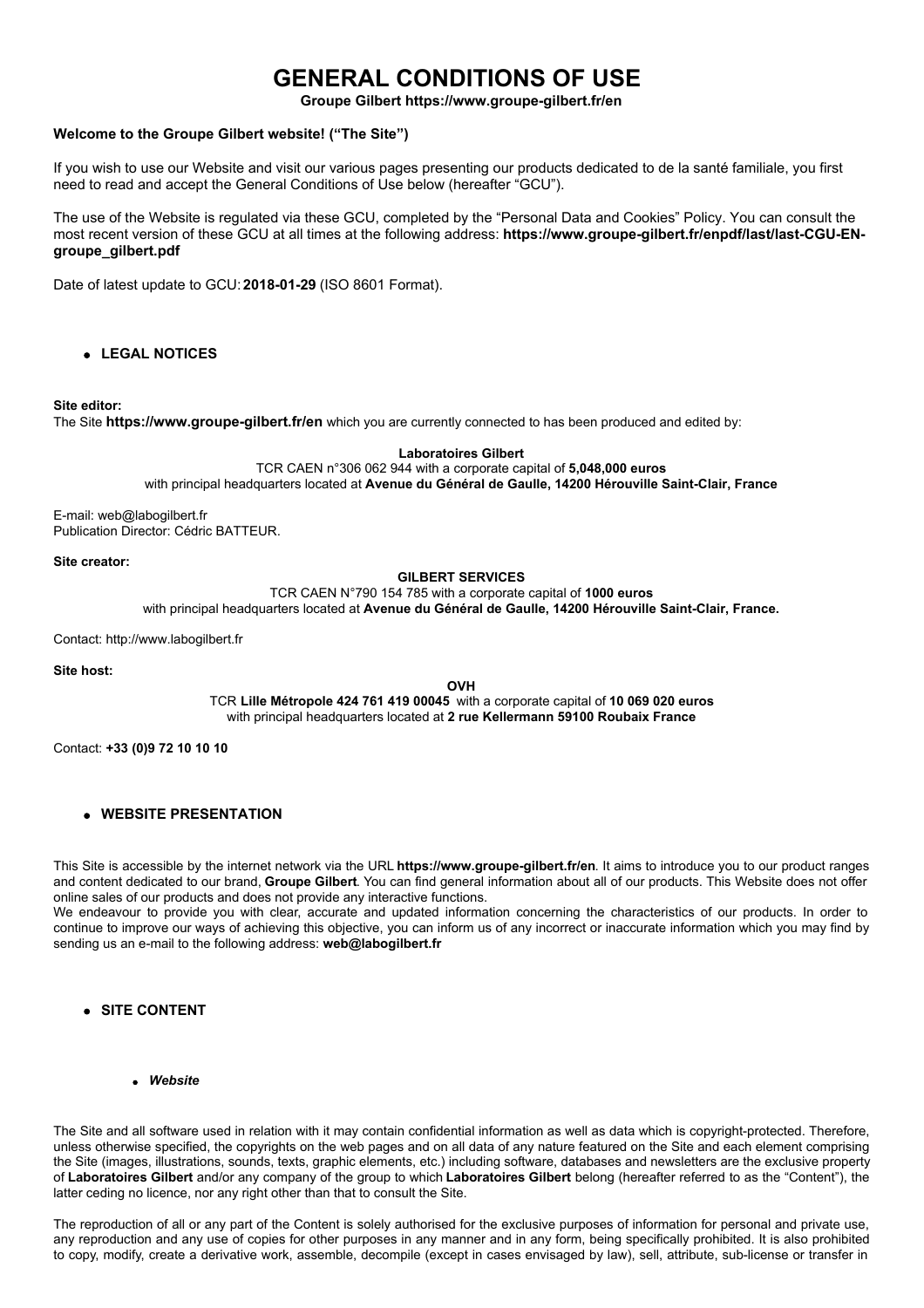# GENERAL CONDITIONS OF USE

**Groupe Gilbert https://www.groupe-gilbert.fr/en**

**Welcome to the Groupe Gilbert website! ("The Site")**

If you wish to use our Website and visit our various pages presenting our products dedicated to de la santé familiale, you first need to read and accept the General Conditions of Use below (hereafter "GCU").

The use of the Website is regulated via these GCU, completed by the "Personal Data and Cookies" Policy. You can consult the most recent version of these GCU at all times at the following address: **https://www.groupe-gilbert.fr/enpdf/last/last-CGU-EN-groupe_gilbert.pdf**

Date of latest update to GCU: **2018-01-29** (ISO 8601 Format).

- **LEGAL NOTICES**

**Site editor:**
The Site **https://www.groupe-gilbert.fr/en** which you are currently connected to has been produced and edited by:

**Laboratoires Gilbert**
TCR CAEN n°306 062 944 with a corporate capital of **5,048,000 euros**
with principal headquarters located at **Avenue du Général de Gaulle, 14200 Hérouville Saint-Clair, France**

E-mail: web@labogilbert.fr
Publication Director: Cédric BATTEUR.

**Site creator:**

**GILBERT SERVICES**
TCR CAEN N°790 154 785 with a corporate capital of **1000 euros**
with principal headquarters located at **Avenue du Général de Gaulle, 14200 Hérouville Saint-Clair, France.**

Contact: http://www.labogilbert.fr

**Site host:**

**OVH**
TCR **Lille Métropole 424 761 419 00045** with a corporate capital of **10 069 020 euros**
with principal headquarters located at **2 rue Kellermann 59100 Roubaix France**

Contact: **+33 (0)9 72 10 10 10**

- **WEBSITE PRESENTATION**

This Site is accessible by the internet network via the URL **https://www.groupe-gilbert.fr/en**. It aims to introduce you to our product ranges and content dedicated to our brand, **Groupe Gilbert**. You can find general information about all of our products. This Website does not offer online sales of our products and does not provide any interactive functions.
We endeavour to provide you with clear, accurate and updated information concerning the characteristics of our products. In order to continue to improve our ways of achieving this objective, you can inform us of any incorrect or inaccurate information which you may find by sending us an e-mail to the following address: **web@labogilbert.fr**

- **SITE CONTENT**

  - ***Website***

The Site and all software used in relation with it may contain confidential information as well as data which is copyright-protected. Therefore, unless otherwise specified, the copyrights on the web pages and on all data of any nature featured on the Site and each element comprising the Site (images, illustrations, sounds, texts, graphic elements, etc.) including software, databases and newsletters are the exclusive property of **Laboratoires Gilbert** and/or any company of the group to which **Laboratoires Gilbert** belong (hereafter referred to as the "Content"), the latter ceding no licence, nor any right other than that to consult the Site.

The reproduction of all or any part of the Content is solely authorised for the exclusive purposes of information for personal and private use, any reproduction and any use of copies for other purposes in any manner and in any form, being specifically prohibited. It is also prohibited to copy, modify, create a derivative work, assemble, decompile (except in cases envisaged by law), sell, attribute, sub-license or transfer in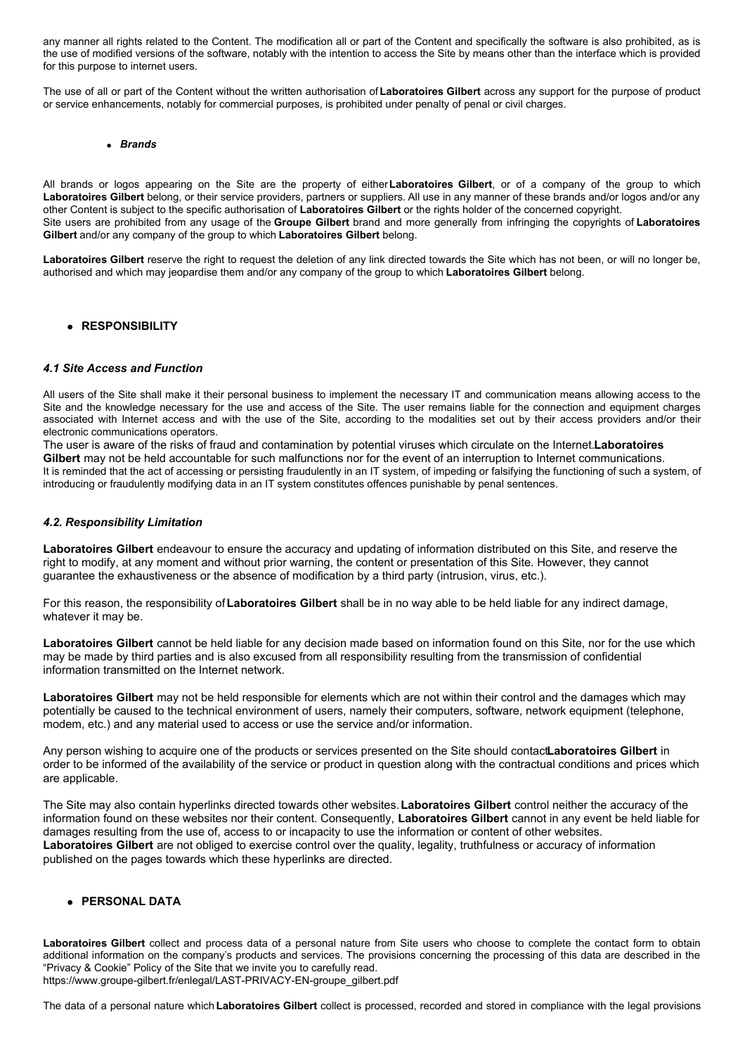any manner all rights related to the Content. The modification all or part of the Content and specifically the software is also prohibited, as is the use of modified versions of the software, notably with the intention to access the Site by means other than the interface which is provided for this purpose to internet users.

The use of all or part of the Content without the written authorisation of **Laboratoires Gilbert** across any support for the purpose of product or service enhancements, notably for commercial purposes, is prohibited under penalty of penal or civil charges.

- ***Brands***

All brands or logos appearing on the Site are the property of either **Laboratoires Gilbert**, or of a company of the group to which **Laboratoires Gilbert** belong, or their service providers, partners or suppliers. All use in any manner of these brands and/or logos and/or any other Content is subject to the specific authorisation of **Laboratoires Gilbert** or the rights holder of the concerned copyright.
Site users are prohibited from any usage of the **Groupe Gilbert** brand and more generally from infringing the copyrights of **Laboratoires Gilbert** and/or any company of the group to which **Laboratoires Gilbert** belong.

**Laboratoires Gilbert** reserve the right to request the deletion of any link directed towards the Site which has not been, or will no longer be, authorised and which may jeopardise them and/or any company of the group to which **Laboratoires Gilbert** belong.

- **RESPONSIBILITY**

### *4.1 Site Access and Function*

All users of the Site shall make it their personal business to implement the necessary IT and communication means allowing access to the Site and the knowledge necessary for the use and access of the Site. The user remains liable for the connection and equipment charges associated with Internet access and with the use of the Site, according to the modalities set out by their access providers and/or their electronic communications operators.
The user is aware of the risks of fraud and contamination by potential viruses which circulate on the Internet. **Laboratoires Gilbert** may not be held accountable for such malfunctions nor for the event of an interruption to Internet communications.
It is reminded that the act of accessing or persisting fraudulently in an IT system, of impeding or falsifying the functioning of such a system, of introducing or fraudulently modifying data in an IT system constitutes offences punishable by penal sentences.

### *4.2. Responsibility Limitation*

**Laboratoires Gilbert** endeavour to ensure the accuracy and updating of information distributed on this Site, and reserve the right to modify, at any moment and without prior warning, the content or presentation of this Site. However, they cannot guarantee the exhaustiveness or the absence of modification by a third party (intrusion, virus, etc.).

For this reason, the responsibility of **Laboratoires Gilbert** shall be in no way able to be held liable for any indirect damage, whatever it may be.

**Laboratoires Gilbert** cannot be held liable for any decision made based on information found on this Site, nor for the use which may be made by third parties and is also excused from all responsibility resulting from the transmission of confidential information transmitted on the Internet network.

**Laboratoires Gilbert** may not be held responsible for elements which are not within their control and the damages which may potentially be caused to the technical environment of users, namely their computers, software, network equipment (telephone, modem, etc.) and any material used to access or use the service and/or information.

Any person wishing to acquire one of the products or services presented on the Site should contact **Laboratoires Gilbert** in order to be informed of the availability of the service or product in question along with the contractual conditions and prices which are applicable.

The Site may also contain hyperlinks directed towards other websites. **Laboratoires Gilbert** control neither the accuracy of the information found on these websites nor their content. Consequently, **Laboratoires Gilbert** cannot in any event be held liable for damages resulting from the use of, access to or incapacity to use the information or content of other websites.
**Laboratoires Gilbert** are not obliged to exercise control over the quality, legality, truthfulness or accuracy of information published on the pages towards which these hyperlinks are directed.

- **PERSONAL DATA**

**Laboratoires Gilbert** collect and process data of a personal nature from Site users who choose to complete the contact form to obtain additional information on the company's products and services. The provisions concerning the processing of this data are described in the "Privacy & Cookie" Policy of the Site that we invite you to carefully read.
https://www.groupe-gilbert.fr/enlegal/LAST-PRIVACY-EN-groupe_gilbert.pdf

The data of a personal nature which **Laboratoires Gilbert** collect is processed, recorded and stored in compliance with the legal provisions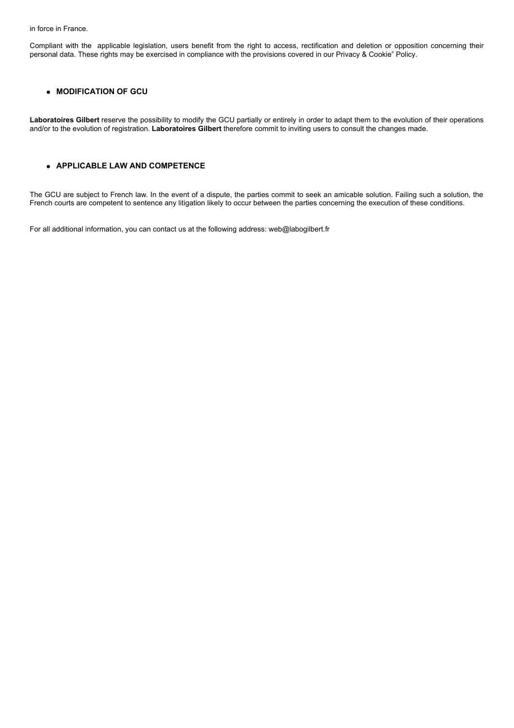in force in France.

Compliant with the applicable legislation, users benefit from the right to access, rectification and deletion or opposition concerning their personal data. These rights may be exercised in compliance with the provisions covered in our Privacy & Cookie" Policy.

- **MODIFICATION OF GCU**

**Laboratoires Gilbert** reserve the possibility to modify the GCU partially or entirely in order to adapt them to the evolution of their operations and/or to the evolution of registration. **Laboratoires Gilbert** therefore commit to inviting users to consult the changes made.

- **APPLICABLE LAW AND COMPETENCE**

The GCU are subject to French law. In the event of a dispute, the parties commit to seek an amicable solution. Failing such a solution, the French courts are competent to sentence any litigation likely to occur between the parties concerning the execution of these conditions.

For all additional information, you can contact us at the following address: web@labogilbert.fr